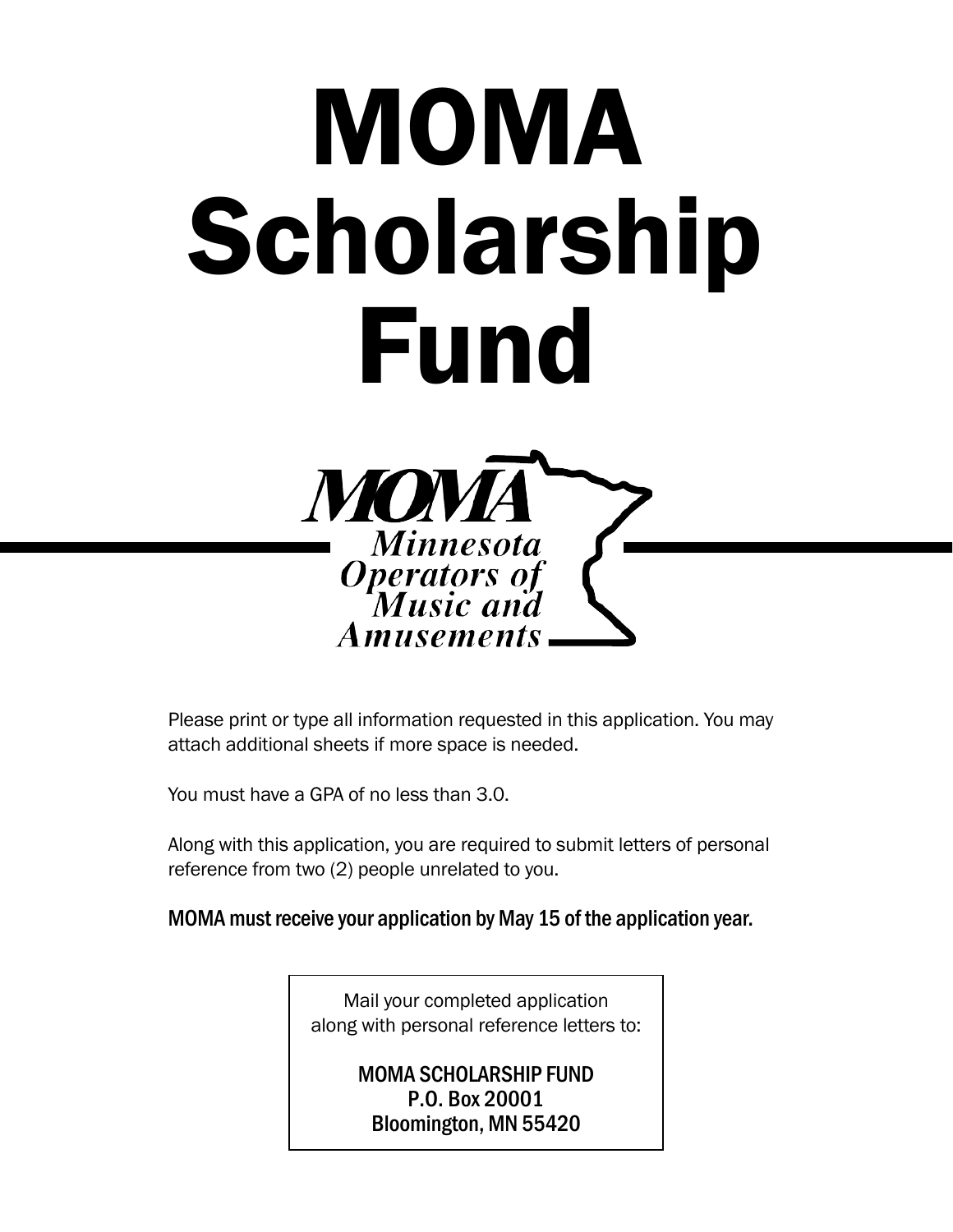# MOMA Scholarship Fund

MOMA
Minnesota Operators of Music and Amusements

Please print or type all information requested in this application. You may attach additional sheets if more space is needed.

You must have a GPA of no less than 3.0.

Along with this application, you are required to submit letters of personal reference from two (2) people unrelated to you.

**MOMA must receive your application by May 15 of the application year.**

Mail your completed application along with personal reference letters to:

MOMA SCHOLARSHIP FUND
P.O. Box 20001
Bloomington, MN 55420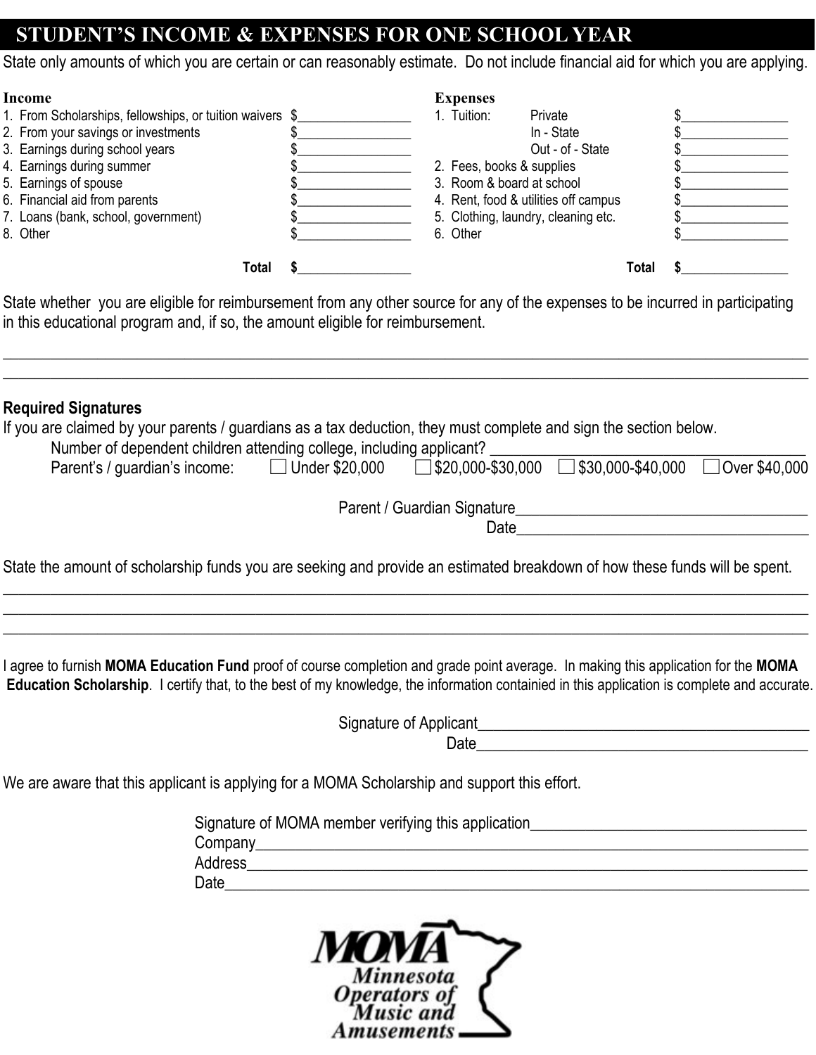## STUDENT'S INCOME & EXPENSES FOR ONE SCHOOL YEAR

State only amounts of which you are certain or can reasonably estimate. Do not include financial aid for which you are applying.

| Income | | Expenses | | |
|---|---|---|---|---|
| 1. From Scholarships, fellowships, or tuition waivers | $________________ | 1. Tuition: | Private | $________________ |
| 2. From your savings or investments | $________________ | | In - State | $________________ |
| 3. Earnings during school years | $________________ | | Out - of - State | $________________ |
| 4. Earnings during summer | $________________ | 2. Fees, books & supplies | | $________________ |
| 5. Earnings of spouse | $________________ | 3. Room & board at school | | $________________ |
| 6. Financial aid from parents | $________________ | 4. Rent, food & utilities off campus | | $________________ |
| 7. Loans (bank, school, government) | $________________ | 5. Clothing, laundry, cleaning etc. | | $________________ |
| 8. Other | $________________ | 6. Other | | $________________ |
| **Total** | **$**________________ | | **Total** | **$**________________ |

State whether you are eligible for reimbursement from any other source for any of the expenses to be incurred in participating in this educational program and, if so, the amount eligible for reimbursement.

_______________________________________________________________________________

_______________________________________________________________________________

**Required Signatures**

If you are claimed by your parents / guardians as a tax deduction, they must complete and sign the section below.

Number of dependent children attending college, including applicant? ________________________________

Parent's / guardian's income: ☐ Under $20,000 ☐ $20,000-$30,000 ☐ $30,000-$40,000 ☐ Over $40,000

Parent / Guardian Signature________________________________

Date________________________________

State the amount of scholarship funds you are seeking and provide an estimated breakdown of how these funds will be spent.

_______________________________________________________________________________

_______________________________________________________________________________

_______________________________________________________________________________

I agree to furnish **MOMA Education Fund** proof of course completion and grade point average. In making this application for the **MOMA Education Scholarship**. I certify that, to the best of my knowledge, the information containied in this application is complete and accurate.

Signature of Applicant________________________________

Date________________________________

We are aware that this applicant is applying for a MOMA Scholarship and support this effort.

Signature of MOMA member verifying this application________________________________

Company________________________________

Address________________________________

Date________________________________

MOMA Minnesota Operators of Music and Amusements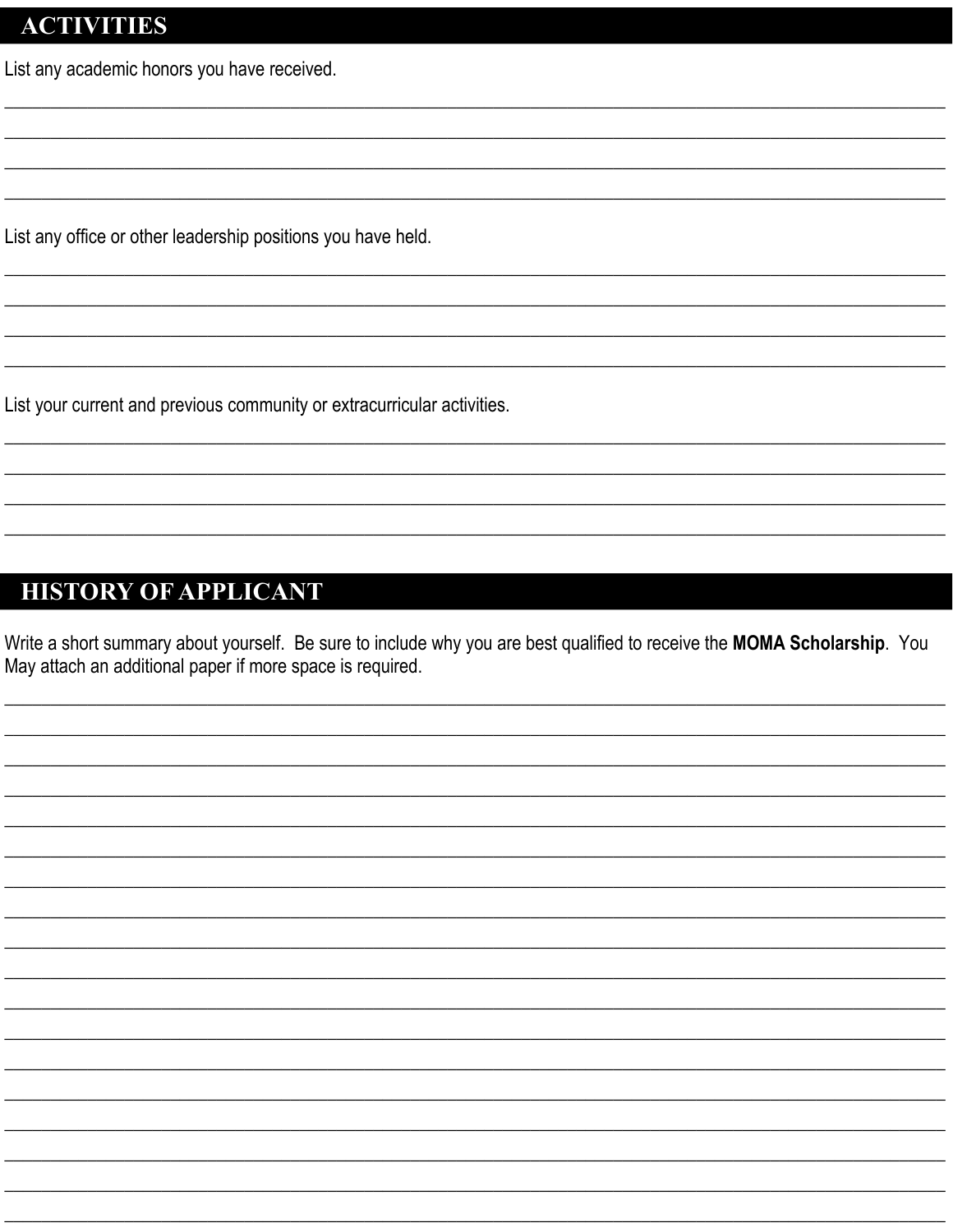## ACTIVITIES

List any academic honors you have received.

____________________________________________________________________________________________________

____________________________________________________________________________________________________

____________________________________________________________________________________________________

____________________________________________________________________________________________________

List any office or other leadership positions you have held.

____________________________________________________________________________________________________

____________________________________________________________________________________________________

____________________________________________________________________________________________________

____________________________________________________________________________________________________

List your current and previous community or extracurricular activities.

____________________________________________________________________________________________________

____________________________________________________________________________________________________

____________________________________________________________________________________________________

____________________________________________________________________________________________________

## HISTORY OF APPLICANT

Write a short summary about yourself. Be sure to include why you are best qualified to receive the **MOMA Scholarship**. You May attach an additional paper if more space is required.

____________________________________________________________________________________________________

____________________________________________________________________________________________________

____________________________________________________________________________________________________

____________________________________________________________________________________________________

____________________________________________________________________________________________________

____________________________________________________________________________________________________

____________________________________________________________________________________________________

____________________________________________________________________________________________________

____________________________________________________________________________________________________

____________________________________________________________________________________________________

____________________________________________________________________________________________________

____________________________________________________________________________________________________

____________________________________________________________________________________________________

____________________________________________________________________________________________________

____________________________________________________________________________________________________

____________________________________________________________________________________________________

____________________________________________________________________________________________________

____________________________________________________________________________________________________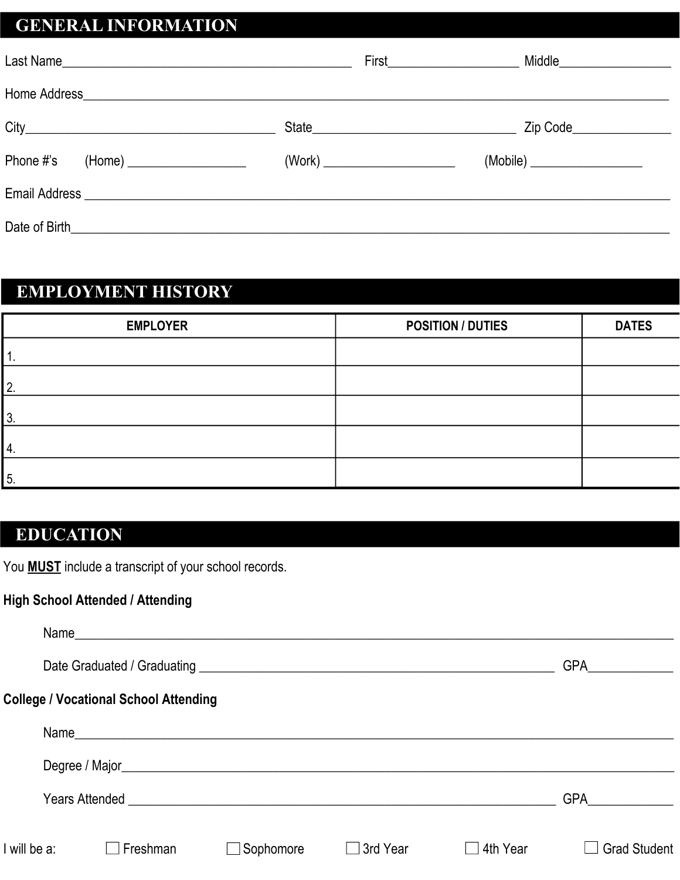## GENERAL INFORMATION

Last Name\_\_\_\_\_\_\_\_\_\_\_\_\_\_\_\_\_\_\_\_\_\_\_\_\_\_\_\_\_\_\_\_\_\_\_\_\_\_\_\_\_\_\_\_ First\_\_\_\_\_\_\_\_\_\_\_\_\_\_\_\_\_\_\_\_ Middle\_\_\_\_\_\_\_\_\_\_\_\_\_\_\_\_\_

Home Address\_\_\_\_\_\_\_\_\_\_\_\_\_\_\_\_\_\_\_\_\_\_\_\_\_\_\_\_\_\_\_\_\_\_\_\_\_\_\_\_\_\_\_\_\_\_\_\_\_\_\_\_\_\_\_\_\_\_\_\_\_\_\_\_\_\_\_\_\_\_\_\_\_\_\_\_\_\_\_\_\_\_\_\_\_\_\_\_

City\_\_\_\_\_\_\_\_\_\_\_\_\_\_\_\_\_\_\_\_\_\_\_\_\_\_\_\_\_\_\_\_\_\_\_\_\_\_ State\_\_\_\_\_\_\_\_\_\_\_\_\_\_\_\_\_\_\_\_\_\_\_\_\_\_\_\_\_\_\_\_ Zip Code\_\_\_\_\_\_\_\_\_\_\_\_\_\_\_

Phone #'s (Home) \_\_\_\_\_\_\_\_\_\_\_\_\_\_\_\_\_\_ (Work) \_\_\_\_\_\_\_\_\_\_\_\_\_\_\_\_\_\_\_\_ (Mobile) \_\_\_\_\_\_\_\_\_\_\_\_\_\_\_\_\_

Email Address \_\_\_\_\_\_\_\_\_\_\_\_\_\_\_\_\_\_\_\_\_\_\_\_\_\_\_\_\_\_\_\_\_\_\_\_\_\_\_\_\_\_\_\_\_\_\_\_\_\_\_\_\_\_\_\_\_\_\_\_\_\_\_\_\_\_\_\_\_\_\_\_\_\_\_\_\_\_\_\_\_\_\_\_\_\_\_\_\_

Date of Birth\_\_\_\_\_\_\_\_\_\_\_\_\_\_\_\_\_\_\_\_\_\_\_\_\_\_\_\_\_\_\_\_\_\_\_\_\_\_\_\_\_\_\_\_\_\_\_\_\_\_\_\_\_\_\_\_\_\_\_\_\_\_\_\_\_\_\_\_\_\_\_\_\_\_\_\_\_\_\_\_\_\_\_\_\_\_\_\_\_\_

## EMPLOYMENT HISTORY

| EMPLOYER | POSITION / DUTIES | DATES |
|---|---|---|
| 1. | | |
| 2. | | |
| 3. | | |
| 4. | | |
| 5. | | |

## EDUCATION

You **MUST** include a transcript of your school records.

**High School Attended / Attending**

Name\_\_\_\_\_\_\_\_\_\_\_\_\_\_\_\_\_\_\_\_\_\_\_\_\_\_\_\_\_\_\_\_\_\_\_\_\_\_\_\_\_\_\_\_\_\_\_\_\_\_\_\_\_\_\_\_\_\_\_\_\_\_\_\_\_\_\_\_\_\_\_\_\_\_\_\_\_\_\_\_\_\_\_\_\_\_\_\_\_

Date Graduated / Graduating \_\_\_\_\_\_\_\_\_\_\_\_\_\_\_\_\_\_\_\_\_\_\_\_\_\_\_\_\_\_\_\_\_\_\_\_\_\_\_\_\_\_\_\_\_\_\_\_\_\_\_\_\_\_\_ GPA\_\_\_\_\_\_\_\_\_\_\_\_\_

**College / Vocational School Attending**

Name\_\_\_\_\_\_\_\_\_\_\_\_\_\_\_\_\_\_\_\_\_\_\_\_\_\_\_\_\_\_\_\_\_\_\_\_\_\_\_\_\_\_\_\_\_\_\_\_\_\_\_\_\_\_\_\_\_\_\_\_\_\_\_\_\_\_\_\_\_\_\_\_\_\_\_\_\_\_\_\_\_\_\_\_\_\_\_\_\_

Degree / Major\_\_\_\_\_\_\_\_\_\_\_\_\_\_\_\_\_\_\_\_\_\_\_\_\_\_\_\_\_\_\_\_\_\_\_\_\_\_\_\_\_\_\_\_\_\_\_\_\_\_\_\_\_\_\_\_\_\_\_\_\_\_\_\_\_\_\_\_\_\_\_\_\_\_\_\_\_\_\_\_\_\_\_

Years Attended \_\_\_\_\_\_\_\_\_\_\_\_\_\_\_\_\_\_\_\_\_\_\_\_\_\_\_\_\_\_\_\_\_\_\_\_\_\_\_\_\_\_\_\_\_\_\_\_\_\_\_\_\_\_\_\_\_\_\_\_\_\_\_\_\_ GPA\_\_\_\_\_\_\_\_\_\_\_\_\_

I will be a: ☐ Freshman ☐ Sophomore ☐ 3rd Year ☐ 4th Year ☐ Grad Student